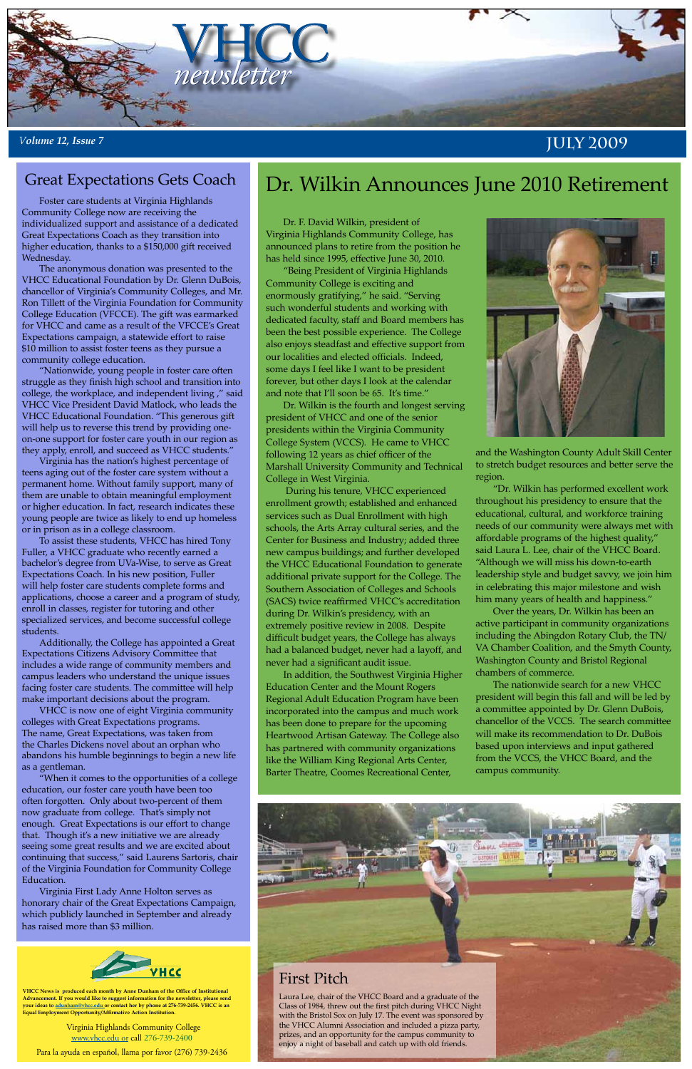# VHCC newsletter

*Volume 12, Issue 7* — JULY 2009

## Great Expectations Gets Coach

Foster care students at Virginia Highlands Community College now are receiving the individualized support and assistance of a dedicated Great Expectations Coach as they transition into higher education, thanks to a $150,000 gift received Wednesday.

The anonymous donation was presented to the VHCC Educational Foundation by Dr. Glenn DuBois, chancellor of Virginia's Community Colleges, and Mr. Ron Tillett of the Virginia Foundation for Community College Education (VFCCE). The gift was earmarked for VHCC and came as a result of the VFCCE's Great Expectations campaign, a statewide effort to raise $10 million to assist foster teens as they pursue a community college education.

"Nationwide, young people in foster care often struggle as they finish high school and transition into college, the workplace, and independent living ," said VHCC Vice President David Matlock, who leads the VHCC Educational Foundation. "This generous gift will help us to reverse this trend by providing one-on-one support for foster care youth in our region as they apply, enroll, and succeed as VHCC students."

Virginia has the nation's highest percentage of teens aging out of the foster care system without a permanent home. Without family support, many of them are unable to obtain meaningful employment or higher education. In fact, research indicates these young people are twice as likely to end up homeless or in prison as in a college classroom.

To assist these students, VHCC has hired Tony Fuller, a VHCC graduate who recently earned a bachelor's degree from UVa-Wise, to serve as Great Expectations Coach. In his new position, Fuller will help foster care students complete forms and applications, choose a career and a program of study, enroll in classes, register for tutoring and other specialized services, and become successful college students.

Additionally, the College has appointed a Great Expectations Citizens Advisory Committee that includes a wide range of community members and campus leaders who understand the unique issues facing foster care students. The committee will help make important decisions about the program.

VHCC is now one of eight Virginia community colleges with Great Expectations programs. The name, Great Expectations, was taken from the Charles Dickens novel about an orphan who abandons his humble beginnings to begin a new life as a gentleman.

"When it comes to the opportunities of a college education, our foster care youth have been too often forgotten. Only about two-percent of them now graduate from college. That's simply not enough. Great Expectations is our effort to change that. Though it's a new initiative we are already seeing some great results and we are excited about continuing that success," said Laurens Sartoris, chair of the Virginia Foundation for Community College Education.

Virginia First Lady Anne Holton serves as honorary chair of the Great Expectations Campaign, which publicly launched in September and already has raised more than $3 million.

## Dr. Wilkin Announces June 2010 Retirement

Dr. F. David Wilkin, president of Virginia Highlands Community College, has announced plans to retire from the position he has held since 1995, effective June 30, 2010.

"Being President of Virginia Highlands Community College is exciting and enormously gratifying," he said. "Serving such wonderful students and working with dedicated faculty, staff and Board members has been the best possible experience. The College also enjoys steadfast and effective support from our localities and elected officials. Indeed, some days I feel like I want to be president forever, but other days I look at the calendar and note that I'll soon be 65. It's time."

Dr. Wilkin is the fourth and longest serving president of VHCC and one of the senior presidents within the Virginia Community College System (VCCS). He came to VHCC following 12 years as chief officer of the Marshall University Community and Technical College in West Virginia.

During his tenure, VHCC experienced enrollment growth; established and enhanced services such as Dual Enrollment with high schools, the Arts Array cultural series, and the Center for Business and Industry; added three new campus buildings; and further developed the VHCC Educational Foundation to generate additional private support for the College. The Southern Association of Colleges and Schools (SACS) twice reaffirmed VHCC's accreditation during Dr. Wilkin's presidency, with an extremely positive review in 2008. Despite difficult budget years, the College has always had a balanced budget, never had a layoff, and never had a significant audit issue.

In addition, the Southwest Virginia Higher Education Center and the Mount Rogers Regional Adult Education Program have been incorporated into the campus and much work has been done to prepare for the upcoming Heartwood Artisan Gateway. The College also has partnered with community organizations like the William King Regional Arts Center, Barter Theatre, Coomes Recreational Center, and the Washington County Adult Skill Center to stretch budget resources and better serve the region.

"Dr. Wilkin has performed excellent work throughout his presidency to ensure that the educational, cultural, and workforce training needs of our community were always met with affordable programs of the highest quality," said Laura L. Lee, chair of the VHCC Board. "Although we will miss his down-to-earth leadership style and budget savvy, we join him in celebrating this major milestone and wish him many years of health and happiness."

Over the years, Dr. Wilkin has been an active participant in community organizations including the Abingdon Rotary Club, the TN/VA Chamber Coalition, and the Smyth County, Washington County and Bristol Regional chambers of commerce.

The nationwide search for a new VHCC president will begin this fall and will be led by a committee appointed by Dr. Glenn DuBois, chancellor of the VCCS. The search committee will make its recommendation to Dr. DuBois based upon interviews and input gathered from the VCCS, the VHCC Board, and the campus community.

## First Pitch

Laura Lee, chair of the VHCC Board and a graduate of the Class of 1984, threw out the first pitch during VHCC Night with the Bristol Sox on July 17. The event was sponsored by the VHCC Alumni Association and included a pizza party, prizes, and an opportunity for the campus community to enjoy a night of baseball and catch up with old friends.

---

VHCC

**VHCC News is produced each month by Anne Dunham of the Office of Institutional Advancement. If you would like to suggest information for the newsletter, please send your ideas to adunham@vhcc.edu or contact her by phone at 276-739-2456. VHCC is an Equal Employment Opportunity/Affirmative Action Institution.**

Virginia Highlands Community College
www.vhcc.edu or call 276-739-2400

Para la ayuda en español, llama por favor (276) 739-2436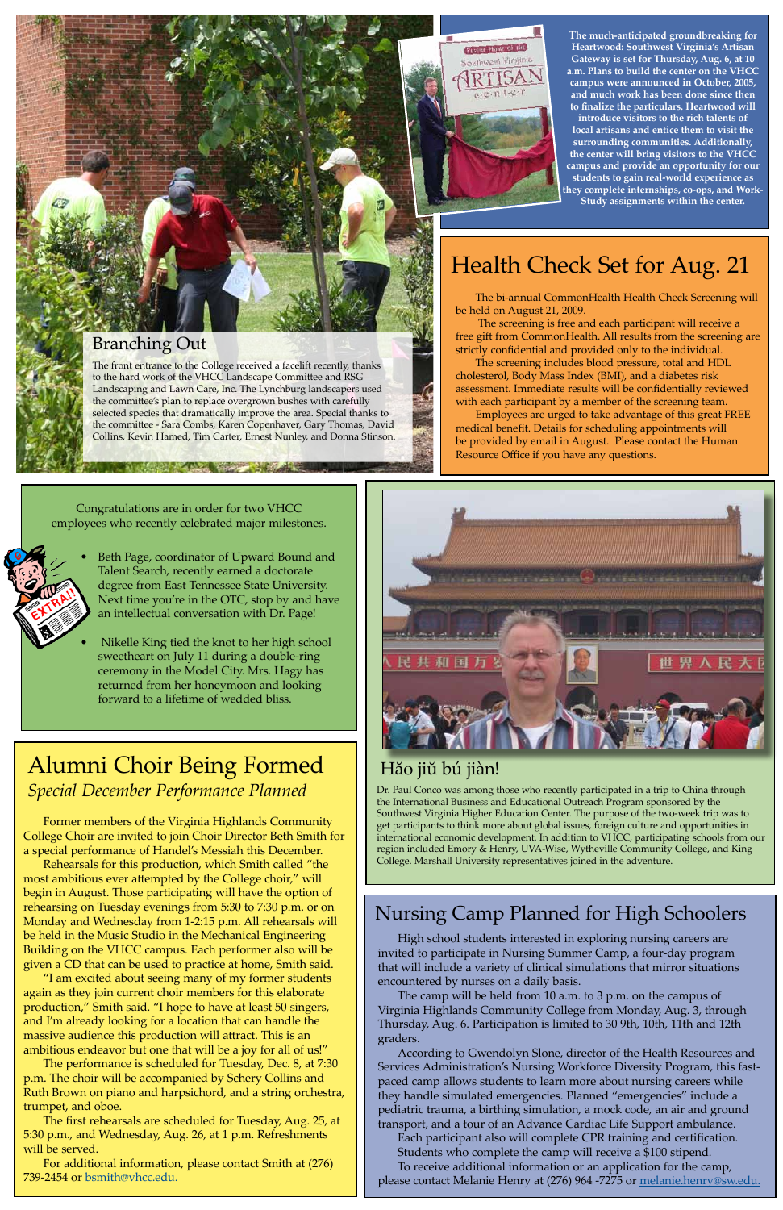The much-anticipated groundbreaking for Heartwood: Southwest Virginia's Artisan Gateway is set for Thursday, Aug. 6, at 10 a.m. Plans to build the center on the VHCC campus were announced in October, 2005, and much work has been done since then to finalize the particulars. Heartwood will introduce visitors to the rich talents of local artisans and entice them to visit the surrounding communities. Additionally, the center will bring visitors to the VHCC campus and provide an opportunity for our students to gain real-world experience as they complete internships, co-ops, and Work-Study assignments within the center.

## Branching Out

The front entrance to the College received a facelift recently, thanks to the hard work of the VHCC Landscape Committee and RSG Landscaping and Lawn Care, Inc. The Lynchburg landscapers used the committee's plan to replace overgrown bushes with carefully selected species that dramatically improve the area. Special thanks to the committee - Sara Combs, Karen Copenhaver, Gary Thomas, David Collins, Kevin Hamed, Tim Carter, Ernest Nunley, and Donna Stinson.

## Health Check Set for Aug. 21

The bi-annual CommonHealth Health Check Screening will be held on August 21, 2009.

The screening is free and each participant will receive a free gift from CommonHealth. All results from the screening are strictly confidential and provided only to the individual.

The screening includes blood pressure, total and HDL cholesterol, Body Mass Index (BMI), and a diabetes risk assessment. Immediate results will be confidentially reviewed with each participant by a member of the screening team.

Employees are urged to take advantage of this great FREE medical benefit. Details for scheduling appointments will be provided by email in August. Please contact the Human Resource Office if you have any questions.

Congratulations are in order for two VHCC employees who recently celebrated major milestones.

- Beth Page, coordinator of Upward Bound and Talent Search, recently earned a doctorate degree from East Tennessee State University. Next time you're in the OTC, stop by and have an intellectual conversation with Dr. Page!
- Nikelle King tied the knot to her high school sweetheart on July 11 during a double-ring ceremony in the Model City. Mrs. Hagy has returned from her honeymoon and looking forward to a lifetime of wedded bliss.

## Hǎo jiǔ bú jiàn!

Dr. Paul Conco was among those who recently participated in a trip to China through the International Business and Educational Outreach Program sponsored by the Southwest Virginia Higher Education Center. The purpose of the two-week trip was to get participants to think more about global issues, foreign culture and opportunities in international economic development. In addition to VHCC, participating schools from our region included Emory & Henry, UVA-Wise, Wytheville Community College, and King College. Marshall University representatives joined in the adventure.

## Alumni Choir Being Formed

*Special December Performance Planned*

Former members of the Virginia Highlands Community College Choir are invited to join Choir Director Beth Smith for a special performance of Handel's Messiah this December.

Rehearsals for this production, which Smith called "the most ambitious ever attempted by the College choir," will begin in August. Those participating will have the option of rehearsing on Tuesday evenings from 5:30 to 7:30 p.m. or on Monday and Wednesday from 1-2:15 p.m. All rehearsals will be held in the Music Studio in the Mechanical Engineering Building on the VHCC campus. Each performer also will be given a CD that can be used to practice at home, Smith said.

"I am excited about seeing many of my former students again as they join current choir members for this elaborate production," Smith said. "I hope to have at least 50 singers, and I'm already looking for a location that can handle the massive audience this production will attract. This is an ambitious endeavor but one that will be a joy for all of us!"

The performance is scheduled for Tuesday, Dec. 8, at 7:30 p.m. The choir will be accompanied by Schery Collins and Ruth Brown on piano and harpsichord, and a string orchestra, trumpet, and oboe.

The first rehearsals are scheduled for Tuesday, Aug. 25, at 5:30 p.m., and Wednesday, Aug. 26, at 1 p.m. Refreshments will be served.

For additional information, please contact Smith at (276) 739-2454 or bsmith@vhcc.edu.

## Nursing Camp Planned for High Schoolers

High school students interested in exploring nursing careers are invited to participate in Nursing Summer Camp, a four-day program that will include a variety of clinical simulations that mirror situations encountered by nurses on a daily basis.

The camp will be held from 10 a.m. to 3 p.m. on the campus of Virginia Highlands Community College from Monday, Aug. 3, through Thursday, Aug. 6. Participation is limited to 30 9th, 10th, 11th and 12th graders.

According to Gwendolyn Slone, director of the Health Resources and Services Administration's Nursing Workforce Diversity Program, this fast-paced camp allows students to learn more about nursing careers while they handle simulated emergencies. Planned "emergencies" include a pediatric trauma, a birthing simulation, a mock code, an air and ground transport, and a tour of an Advance Cardiac Life Support ambulance.

Each participant also will complete CPR training and certification. Students who complete the camp will receive a $100 stipend.

To receive additional information or an application for the camp, please contact Melanie Henry at (276) 964 -7275 or melanie.henry@sw.edu.